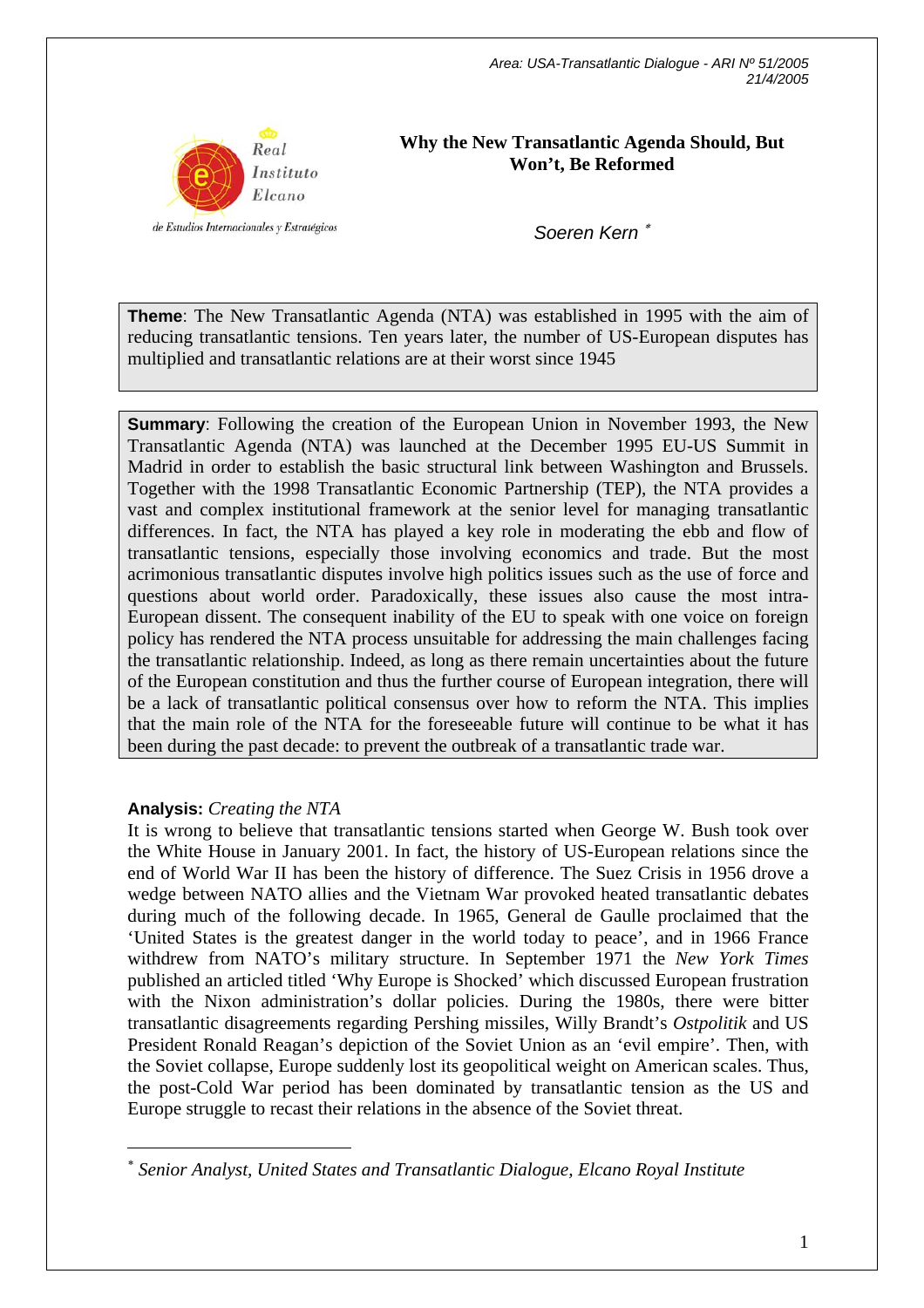Area: USA-Transatlantic Dialogue - ARI Nº 51/2005
21/4/2005

# Why the New Transatlantic Agenda Should, But Won't, Be Reformed

*Soeren Kern* [*]

**Theme**: The New Transatlantic Agenda (NTA) was established in 1995 with the aim of reducing transatlantic tensions. Ten years later, the number of US-European disputes has multiplied and transatlantic relations are at their worst since 1945

**Summary**: Following the creation of the European Union in November 1993, the New Transatlantic Agenda (NTA) was launched at the December 1995 EU-US Summit in Madrid in order to establish the basic structural link between Washington and Brussels. Together with the 1998 Transatlantic Economic Partnership (TEP), the NTA provides a vast and complex institutional framework at the senior level for managing transatlantic differences. In fact, the NTA has played a key role in moderating the ebb and flow of transatlantic tensions, especially those involving economics and trade. But the most acrimonious transatlantic disputes involve high politics issues such as the use of force and questions about world order. Paradoxically, these issues also cause the most intra-European dissent. The consequent inability of the EU to speak with one voice on foreign policy has rendered the NTA process unsuitable for addressing the main challenges facing the transatlantic relationship. Indeed, as long as there remain uncertainties about the future of the European constitution and thus the further course of European integration, there will be a lack of transatlantic political consensus over how to reform the NTA. This implies that the main role of the NTA for the foreseeable future will continue to be what it has been during the past decade: to prevent the outbreak of a transatlantic trade war.

**Analysis:** *Creating the NTA*

It is wrong to believe that transatlantic tensions started when George W. Bush took over the White House in January 2001. In fact, the history of US-European relations since the end of World War II has been the history of difference. The Suez Crisis in 1956 drove a wedge between NATO allies and the Vietnam War provoked heated transatlantic debates during much of the following decade. In 1965, General de Gaulle proclaimed that the 'United States is the greatest danger in the world today to peace', and in 1966 France withdrew from NATO's military structure. In September 1971 the *New York Times* published an articled titled 'Why Europe is Shocked' which discussed European frustration with the Nixon administration's dollar policies. During the 1980s, there were bitter transatlantic disagreements regarding Pershing missiles, Willy Brandt's *Ostpolitik* and US President Ronald Reagan's depiction of the Soviet Union as an 'evil empire'. Then, with the Soviet collapse, Europe suddenly lost its geopolitical weight on American scales. Thus, the post-Cold War period has been dominated by transatlantic tension as the US and Europe struggle to recast their relations in the absence of the Soviet threat.

---

[*] *Senior Analyst, United States and Transatlantic Dialogue, Elcano Royal Institute*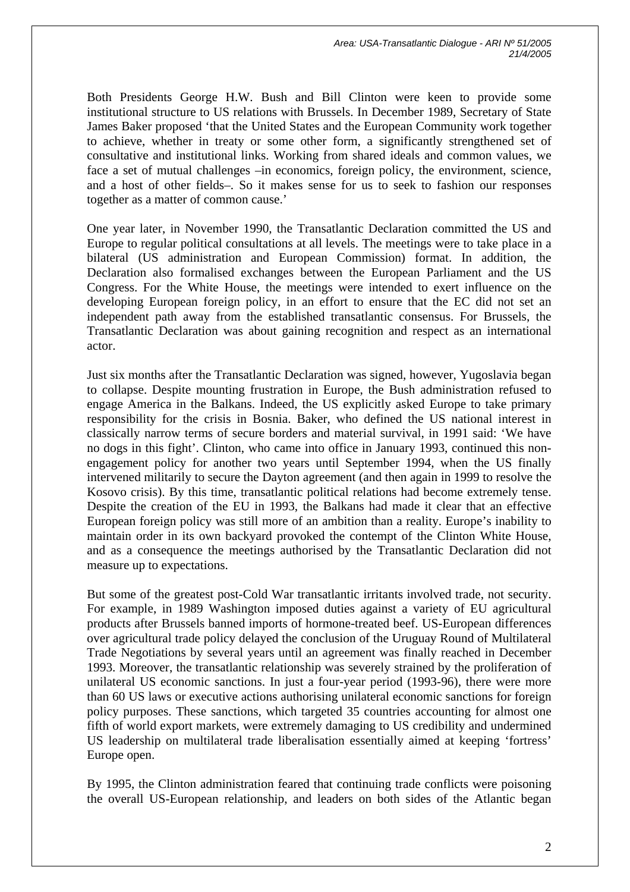Both Presidents George H.W. Bush and Bill Clinton were keen to provide some institutional structure to US relations with Brussels. In December 1989, Secretary of State James Baker proposed 'that the United States and the European Community work together to achieve, whether in treaty or some other form, a significantly strengthened set of consultative and institutional links. Working from shared ideals and common values, we face a set of mutual challenges –in economics, foreign policy, the environment, science, and a host of other fields–. So it makes sense for us to seek to fashion our responses together as a matter of common cause.'

One year later, in November 1990, the Transatlantic Declaration committed the US and Europe to regular political consultations at all levels. The meetings were to take place in a bilateral (US administration and European Commission) format. In addition, the Declaration also formalised exchanges between the European Parliament and the US Congress. For the White House, the meetings were intended to exert influence on the developing European foreign policy, in an effort to ensure that the EC did not set an independent path away from the established transatlantic consensus. For Brussels, the Transatlantic Declaration was about gaining recognition and respect as an international actor.

Just six months after the Transatlantic Declaration was signed, however, Yugoslavia began to collapse. Despite mounting frustration in Europe, the Bush administration refused to engage America in the Balkans. Indeed, the US explicitly asked Europe to take primary responsibility for the crisis in Bosnia. Baker, who defined the US national interest in classically narrow terms of secure borders and material survival, in 1991 said: 'We have no dogs in this fight'. Clinton, who came into office in January 1993, continued this non-engagement policy for another two years until September 1994, when the US finally intervened militarily to secure the Dayton agreement (and then again in 1999 to resolve the Kosovo crisis). By this time, transatlantic political relations had become extremely tense. Despite the creation of the EU in 1993, the Balkans had made it clear that an effective European foreign policy was still more of an ambition than a reality. Europe's inability to maintain order in its own backyard provoked the contempt of the Clinton White House, and as a consequence the meetings authorised by the Transatlantic Declaration did not measure up to expectations.

But some of the greatest post-Cold War transatlantic irritants involved trade, not security. For example, in 1989 Washington imposed duties against a variety of EU agricultural products after Brussels banned imports of hormone-treated beef. US-European differences over agricultural trade policy delayed the conclusion of the Uruguay Round of Multilateral Trade Negotiations by several years until an agreement was finally reached in December 1993. Moreover, the transatlantic relationship was severely strained by the proliferation of unilateral US economic sanctions. In just a four-year period (1993-96), there were more than 60 US laws or executive actions authorising unilateral economic sanctions for foreign policy purposes. These sanctions, which targeted 35 countries accounting for almost one fifth of world export markets, were extremely damaging to US credibility and undermined US leadership on multilateral trade liberalisation essentially aimed at keeping 'fortress' Europe open.

By 1995, the Clinton administration feared that continuing trade conflicts were poisoning the overall US-European relationship, and leaders on both sides of the Atlantic began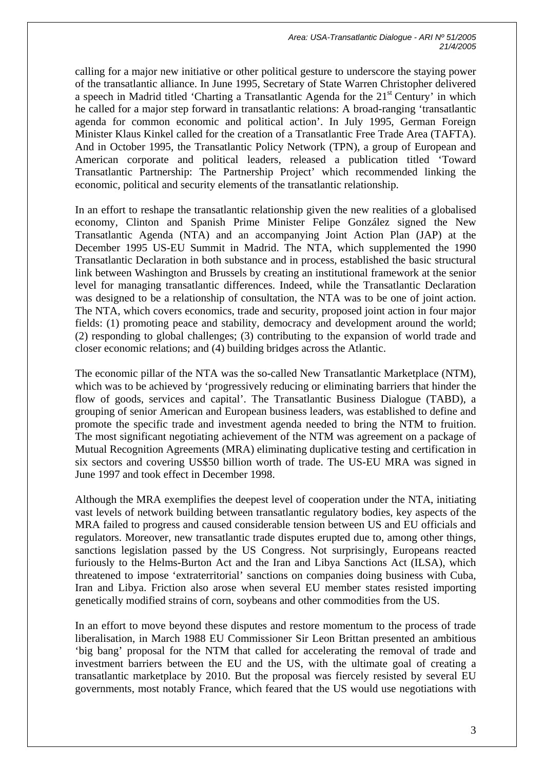calling for a major new initiative or other political gesture to underscore the staying power of the transatlantic alliance. In June 1995, Secretary of State Warren Christopher delivered a speech in Madrid titled 'Charting a Transatlantic Agenda for the 21st Century' in which he called for a major step forward in transatlantic relations: A broad-ranging 'transatlantic agenda for common economic and political action'. In July 1995, German Foreign Minister Klaus Kinkel called for the creation of a Transatlantic Free Trade Area (TAFTA). And in October 1995, the Transatlantic Policy Network (TPN), a group of European and American corporate and political leaders, released a publication titled 'Toward Transatlantic Partnership: The Partnership Project' which recommended linking the economic, political and security elements of the transatlantic relationship.

In an effort to reshape the transatlantic relationship given the new realities of a globalised economy, Clinton and Spanish Prime Minister Felipe González signed the New Transatlantic Agenda (NTA) and an accompanying Joint Action Plan (JAP) at the December 1995 US-EU Summit in Madrid. The NTA, which supplemented the 1990 Transatlantic Declaration in both substance and in process, established the basic structural link between Washington and Brussels by creating an institutional framework at the senior level for managing transatlantic differences. Indeed, while the Transatlantic Declaration was designed to be a relationship of consultation, the NTA was to be one of joint action. The NTA, which covers economics, trade and security, proposed joint action in four major fields: (1) promoting peace and stability, democracy and development around the world; (2) responding to global challenges; (3) contributing to the expansion of world trade and closer economic relations; and (4) building bridges across the Atlantic.

The economic pillar of the NTA was the so-called New Transatlantic Marketplace (NTM), which was to be achieved by 'progressively reducing or eliminating barriers that hinder the flow of goods, services and capital'. The Transatlantic Business Dialogue (TABD), a grouping of senior American and European business leaders, was established to define and promote the specific trade and investment agenda needed to bring the NTM to fruition. The most significant negotiating achievement of the NTM was agreement on a package of Mutual Recognition Agreements (MRA) eliminating duplicative testing and certification in six sectors and covering US$50 billion worth of trade. The US-EU MRA was signed in June 1997 and took effect in December 1998.

Although the MRA exemplifies the deepest level of cooperation under the NTA, initiating vast levels of network building between transatlantic regulatory bodies, key aspects of the MRA failed to progress and caused considerable tension between US and EU officials and regulators. Moreover, new transatlantic trade disputes erupted due to, among other things, sanctions legislation passed by the US Congress. Not surprisingly, Europeans reacted furiously to the Helms-Burton Act and the Iran and Libya Sanctions Act (ILSA), which threatened to impose 'extraterritorial' sanctions on companies doing business with Cuba, Iran and Libya. Friction also arose when several EU member states resisted importing genetically modified strains of corn, soybeans and other commodities from the US.

In an effort to move beyond these disputes and restore momentum to the process of trade liberalisation, in March 1988 EU Commissioner Sir Leon Brittan presented an ambitious 'big bang' proposal for the NTM that called for accelerating the removal of trade and investment barriers between the EU and the US, with the ultimate goal of creating a transatlantic marketplace by 2010. But the proposal was fiercely resisted by several EU governments, most notably France, which feared that the US would use negotiations with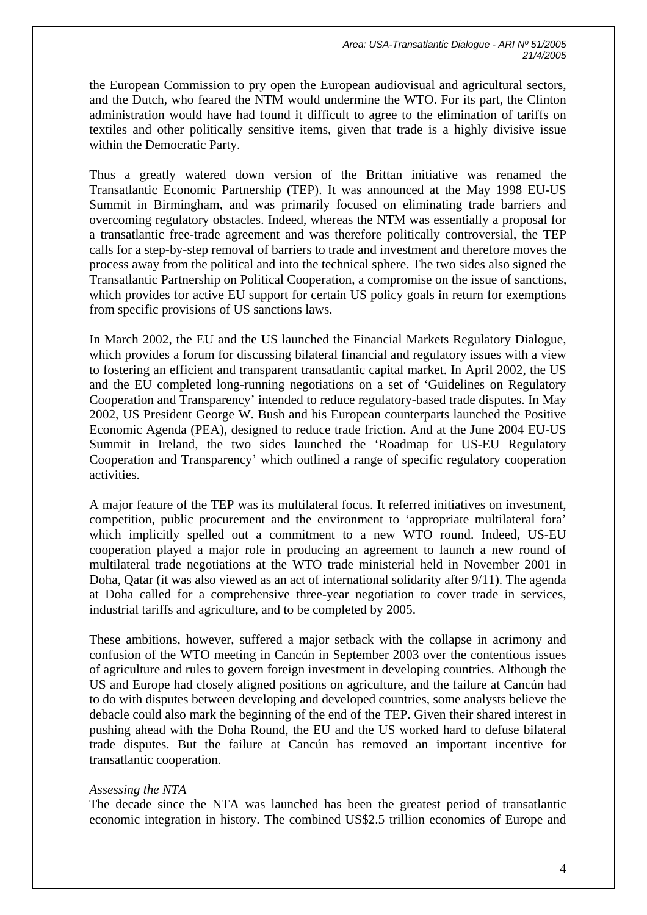the European Commission to pry open the European audiovisual and agricultural sectors, and the Dutch, who feared the NTM would undermine the WTO. For its part, the Clinton administration would have had found it difficult to agree to the elimination of tariffs on textiles and other politically sensitive items, given that trade is a highly divisive issue within the Democratic Party.

Thus a greatly watered down version of the Brittan initiative was renamed the Transatlantic Economic Partnership (TEP). It was announced at the May 1998 EU-US Summit in Birmingham, and was primarily focused on eliminating trade barriers and overcoming regulatory obstacles. Indeed, whereas the NTM was essentially a proposal for a transatlantic free-trade agreement and was therefore politically controversial, the TEP calls for a step-by-step removal of barriers to trade and investment and therefore moves the process away from the political and into the technical sphere. The two sides also signed the Transatlantic Partnership on Political Cooperation, a compromise on the issue of sanctions, which provides for active EU support for certain US policy goals in return for exemptions from specific provisions of US sanctions laws.

In March 2002, the EU and the US launched the Financial Markets Regulatory Dialogue, which provides a forum for discussing bilateral financial and regulatory issues with a view to fostering an efficient and transparent transatlantic capital market. In April 2002, the US and the EU completed long-running negotiations on a set of 'Guidelines on Regulatory Cooperation and Transparency' intended to reduce regulatory-based trade disputes. In May 2002, US President George W. Bush and his European counterparts launched the Positive Economic Agenda (PEA), designed to reduce trade friction. And at the June 2004 EU-US Summit in Ireland, the two sides launched the 'Roadmap for US-EU Regulatory Cooperation and Transparency' which outlined a range of specific regulatory cooperation activities.

A major feature of the TEP was its multilateral focus. It referred initiatives on investment, competition, public procurement and the environment to 'appropriate multilateral fora' which implicitly spelled out a commitment to a new WTO round. Indeed, US-EU cooperation played a major role in producing an agreement to launch a new round of multilateral trade negotiations at the WTO trade ministerial held in November 2001 in Doha, Qatar (it was also viewed as an act of international solidarity after 9/11). The agenda at Doha called for a comprehensive three-year negotiation to cover trade in services, industrial tariffs and agriculture, and to be completed by 2005.

These ambitions, however, suffered a major setback with the collapse in acrimony and confusion of the WTO meeting in Cancún in September 2003 over the contentious issues of agriculture and rules to govern foreign investment in developing countries. Although the US and Europe had closely aligned positions on agriculture, and the failure at Cancún had to do with disputes between developing and developed countries, some analysts believe the debacle could also mark the beginning of the end of the TEP. Given their shared interest in pushing ahead with the Doha Round, the EU and the US worked hard to defuse bilateral trade disputes. But the failure at Cancún has removed an important incentive for transatlantic cooperation.

*Assessing the NTA*

The decade since the NTA was launched has been the greatest period of transatlantic economic integration in history. The combined US$2.5 trillion economies of Europe and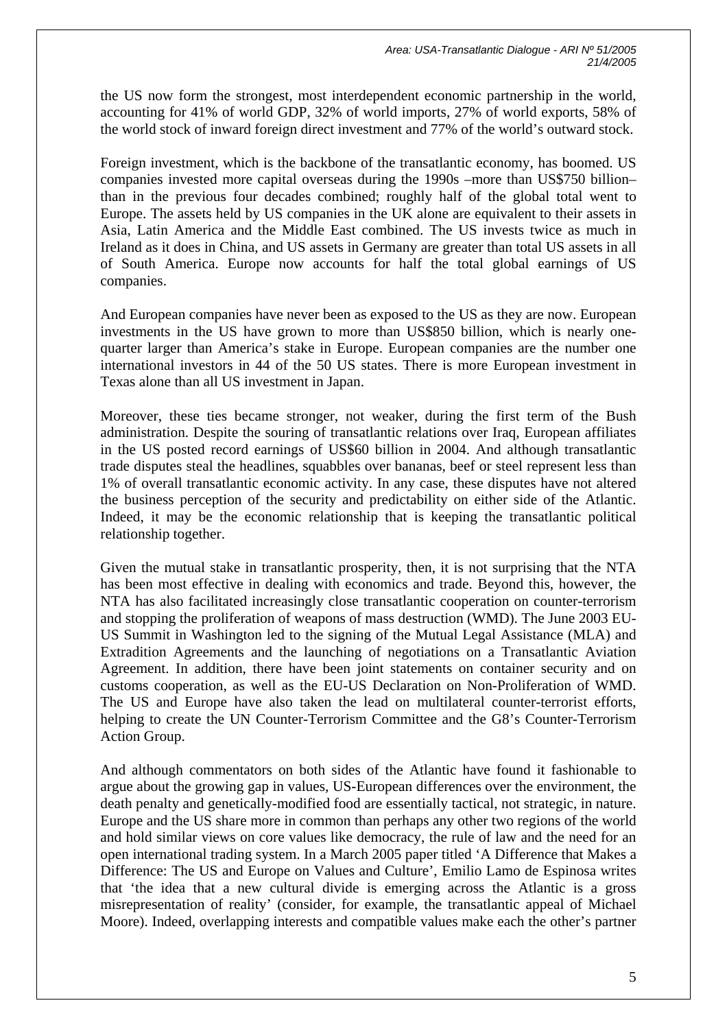the US now form the strongest, most interdependent economic partnership in the world, accounting for 41% of world GDP, 32% of world imports, 27% of world exports, 58% of the world stock of inward foreign direct investment and 77% of the world's outward stock.

Foreign investment, which is the backbone of the transatlantic economy, has boomed. US companies invested more capital overseas during the 1990s –more than US$750 billion– than in the previous four decades combined; roughly half of the global total went to Europe. The assets held by US companies in the UK alone are equivalent to their assets in Asia, Latin America and the Middle East combined. The US invests twice as much in Ireland as it does in China, and US assets in Germany are greater than total US assets in all of South America. Europe now accounts for half the total global earnings of US companies.

And European companies have never been as exposed to the US as they are now. European investments in the US have grown to more than US$850 billion, which is nearly one-quarter larger than America's stake in Europe. European companies are the number one international investors in 44 of the 50 US states. There is more European investment in Texas alone than all US investment in Japan.

Moreover, these ties became stronger, not weaker, during the first term of the Bush administration. Despite the souring of transatlantic relations over Iraq, European affiliates in the US posted record earnings of US$60 billion in 2004. And although transatlantic trade disputes steal the headlines, squabbles over bananas, beef or steel represent less than 1% of overall transatlantic economic activity. In any case, these disputes have not altered the business perception of the security and predictability on either side of the Atlantic. Indeed, it may be the economic relationship that is keeping the transatlantic political relationship together.

Given the mutual stake in transatlantic prosperity, then, it is not surprising that the NTA has been most effective in dealing with economics and trade. Beyond this, however, the NTA has also facilitated increasingly close transatlantic cooperation on counter-terrorism and stopping the proliferation of weapons of mass destruction (WMD). The June 2003 EU-US Summit in Washington led to the signing of the Mutual Legal Assistance (MLA) and Extradition Agreements and the launching of negotiations on a Transatlantic Aviation Agreement. In addition, there have been joint statements on container security and on customs cooperation, as well as the EU-US Declaration on Non-Proliferation of WMD. The US and Europe have also taken the lead on multilateral counter-terrorist efforts, helping to create the UN Counter-Terrorism Committee and the G8's Counter-Terrorism Action Group.

And although commentators on both sides of the Atlantic have found it fashionable to argue about the growing gap in values, US-European differences over the environment, the death penalty and genetically-modified food are essentially tactical, not strategic, in nature. Europe and the US share more in common than perhaps any other two regions of the world and hold similar views on core values like democracy, the rule of law and the need for an open international trading system. In a March 2005 paper titled 'A Difference that Makes a Difference: The US and Europe on Values and Culture', Emilio Lamo de Espinosa writes that 'the idea that a new cultural divide is emerging across the Atlantic is a gross misrepresentation of reality' (consider, for example, the transatlantic appeal of Michael Moore). Indeed, overlapping interests and compatible values make each the other's partner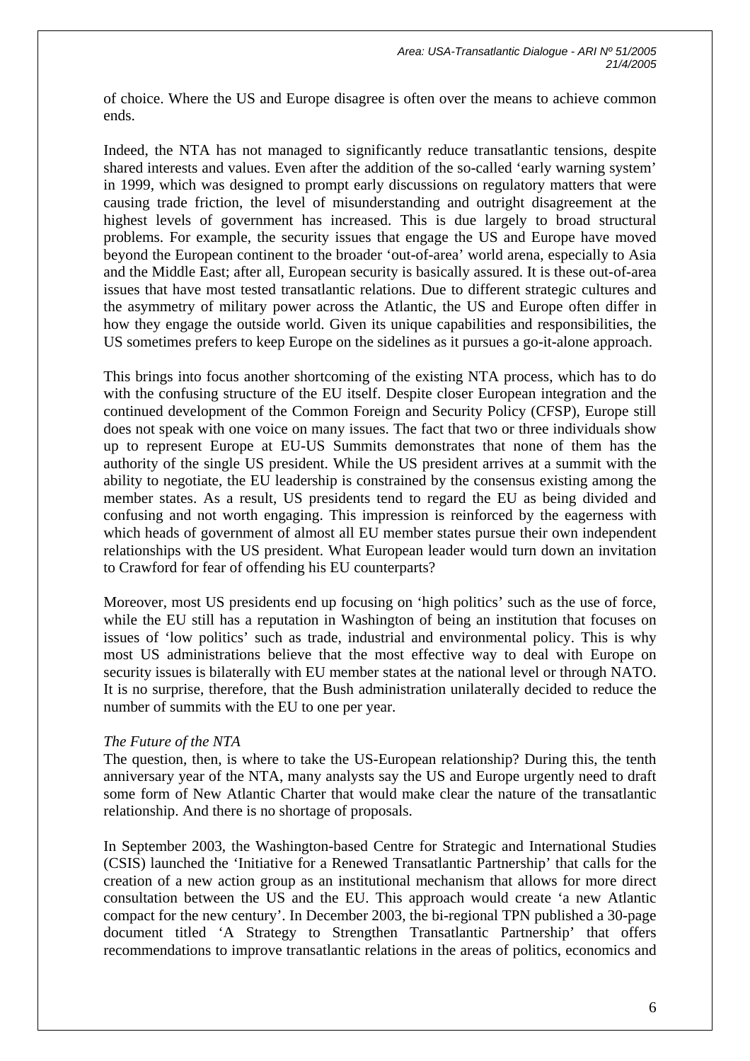of choice. Where the US and Europe disagree is often over the means to achieve common ends.

Indeed, the NTA has not managed to significantly reduce transatlantic tensions, despite shared interests and values. Even after the addition of the so-called 'early warning system' in 1999, which was designed to prompt early discussions on regulatory matters that were causing trade friction, the level of misunderstanding and outright disagreement at the highest levels of government has increased. This is due largely to broad structural problems. For example, the security issues that engage the US and Europe have moved beyond the European continent to the broader 'out-of-area' world arena, especially to Asia and the Middle East; after all, European security is basically assured. It is these out-of-area issues that have most tested transatlantic relations. Due to different strategic cultures and the asymmetry of military power across the Atlantic, the US and Europe often differ in how they engage the outside world. Given its unique capabilities and responsibilities, the US sometimes prefers to keep Europe on the sidelines as it pursues a go-it-alone approach.

This brings into focus another shortcoming of the existing NTA process, which has to do with the confusing structure of the EU itself. Despite closer European integration and the continued development of the Common Foreign and Security Policy (CFSP), Europe still does not speak with one voice on many issues. The fact that two or three individuals show up to represent Europe at EU-US Summits demonstrates that none of them has the authority of the single US president. While the US president arrives at a summit with the ability to negotiate, the EU leadership is constrained by the consensus existing among the member states. As a result, US presidents tend to regard the EU as being divided and confusing and not worth engaging. This impression is reinforced by the eagerness with which heads of government of almost all EU member states pursue their own independent relationships with the US president. What European leader would turn down an invitation to Crawford for fear of offending his EU counterparts?

Moreover, most US presidents end up focusing on 'high politics' such as the use of force, while the EU still has a reputation in Washington of being an institution that focuses on issues of 'low politics' such as trade, industrial and environmental policy. This is why most US administrations believe that the most effective way to deal with Europe on security issues is bilaterally with EU member states at the national level or through NATO. It is no surprise, therefore, that the Bush administration unilaterally decided to reduce the number of summits with the EU to one per year.

*The Future of the NTA*

The question, then, is where to take the US-European relationship? During this, the tenth anniversary year of the NTA, many analysts say the US and Europe urgently need to draft some form of New Atlantic Charter that would make clear the nature of the transatlantic relationship. And there is no shortage of proposals.

In September 2003, the Washington-based Centre for Strategic and International Studies (CSIS) launched the 'Initiative for a Renewed Transatlantic Partnership' that calls for the creation of a new action group as an institutional mechanism that allows for more direct consultation between the US and the EU. This approach would create 'a new Atlantic compact for the new century'. In December 2003, the bi-regional TPN published a 30-page document titled 'A Strategy to Strengthen Transatlantic Partnership' that offers recommendations to improve transatlantic relations in the areas of politics, economics and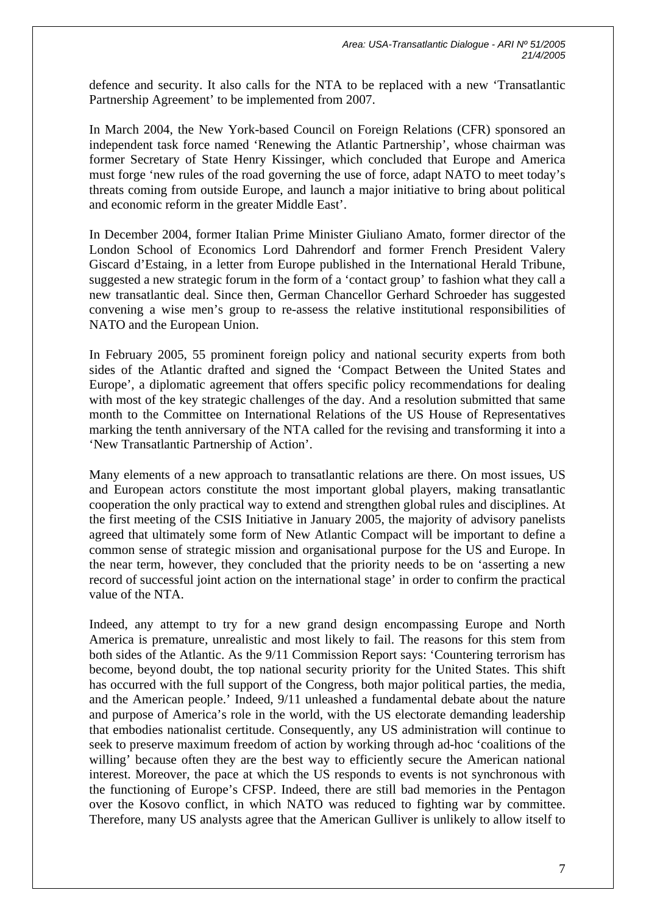defence and security. It also calls for the NTA to be replaced with a new 'Transatlantic Partnership Agreement' to be implemented from 2007.

In March 2004, the New York-based Council on Foreign Relations (CFR) sponsored an independent task force named 'Renewing the Atlantic Partnership', whose chairman was former Secretary of State Henry Kissinger, which concluded that Europe and America must forge 'new rules of the road governing the use of force, adapt NATO to meet today's threats coming from outside Europe, and launch a major initiative to bring about political and economic reform in the greater Middle East'.

In December 2004, former Italian Prime Minister Giuliano Amato, former director of the London School of Economics Lord Dahrendorf and former French President Valery Giscard d'Estaing, in a letter from Europe published in the International Herald Tribune, suggested a new strategic forum in the form of a 'contact group' to fashion what they call a new transatlantic deal. Since then, German Chancellor Gerhard Schroeder has suggested convening a wise men's group to re-assess the relative institutional responsibilities of NATO and the European Union.

In February 2005, 55 prominent foreign policy and national security experts from both sides of the Atlantic drafted and signed the 'Compact Between the United States and Europe', a diplomatic agreement that offers specific policy recommendations for dealing with most of the key strategic challenges of the day. And a resolution submitted that same month to the Committee on International Relations of the US House of Representatives marking the tenth anniversary of the NTA called for the revising and transforming it into a 'New Transatlantic Partnership of Action'.

Many elements of a new approach to transatlantic relations are there. On most issues, US and European actors constitute the most important global players, making transatlantic cooperation the only practical way to extend and strengthen global rules and disciplines. At the first meeting of the CSIS Initiative in January 2005, the majority of advisory panelists agreed that ultimately some form of New Atlantic Compact will be important to define a common sense of strategic mission and organisational purpose for the US and Europe. In the near term, however, they concluded that the priority needs to be on 'asserting a new record of successful joint action on the international stage' in order to confirm the practical value of the NTA.

Indeed, any attempt to try for a new grand design encompassing Europe and North America is premature, unrealistic and most likely to fail. The reasons for this stem from both sides of the Atlantic. As the 9/11 Commission Report says: 'Countering terrorism has become, beyond doubt, the top national security priority for the United States. This shift has occurred with the full support of the Congress, both major political parties, the media, and the American people.' Indeed, 9/11 unleashed a fundamental debate about the nature and purpose of America's role in the world, with the US electorate demanding leadership that embodies nationalist certitude. Consequently, any US administration will continue to seek to preserve maximum freedom of action by working through ad-hoc 'coalitions of the willing' because often they are the best way to efficiently secure the American national interest. Moreover, the pace at which the US responds to events is not synchronous with the functioning of Europe's CFSP. Indeed, there are still bad memories in the Pentagon over the Kosovo conflict, in which NATO was reduced to fighting war by committee. Therefore, many US analysts agree that the American Gulliver is unlikely to allow itself to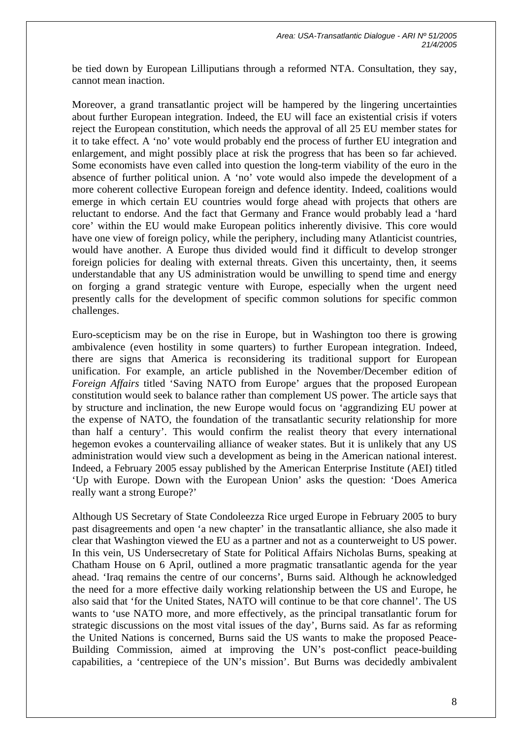be tied down by European Lilliputians through a reformed NTA. Consultation, they say, cannot mean inaction.

Moreover, a grand transatlantic project will be hampered by the lingering uncertainties about further European integration. Indeed, the EU will face an existential crisis if voters reject the European constitution, which needs the approval of all 25 EU member states for it to take effect. A 'no' vote would probably end the process of further EU integration and enlargement, and might possibly place at risk the progress that has been so far achieved. Some economists have even called into question the long-term viability of the euro in the absence of further political union. A 'no' vote would also impede the development of a more coherent collective European foreign and defence identity. Indeed, coalitions would emerge in which certain EU countries would forge ahead with projects that others are reluctant to endorse. And the fact that Germany and France would probably lead a 'hard core' within the EU would make European politics inherently divisive. This core would have one view of foreign policy, while the periphery, including many Atlanticist countries, would have another. A Europe thus divided would find it difficult to develop stronger foreign policies for dealing with external threats. Given this uncertainty, then, it seems understandable that any US administration would be unwilling to spend time and energy on forging a grand strategic venture with Europe, especially when the urgent need presently calls for the development of specific common solutions for specific common challenges.

Euro-scepticism may be on the rise in Europe, but in Washington too there is growing ambivalence (even hostility in some quarters) to further European integration. Indeed, there are signs that America is reconsidering its traditional support for European unification. For example, an article published in the November/December edition of *Foreign Affairs* titled 'Saving NATO from Europe' argues that the proposed European constitution would seek to balance rather than complement US power. The article says that by structure and inclination, the new Europe would focus on 'aggrandizing EU power at the expense of NATO, the foundation of the transatlantic security relationship for more than half a century'. This would confirm the realist theory that every international hegemon evokes a countervailing alliance of weaker states. But it is unlikely that any US administration would view such a development as being in the American national interest. Indeed, a February 2005 essay published by the American Enterprise Institute (AEI) titled 'Up with Europe. Down with the European Union' asks the question: 'Does America really want a strong Europe?'

Although US Secretary of State Condoleezza Rice urged Europe in February 2005 to bury past disagreements and open 'a new chapter' in the transatlantic alliance, she also made it clear that Washington viewed the EU as a partner and not as a counterweight to US power. In this vein, US Undersecretary of State for Political Affairs Nicholas Burns, speaking at Chatham House on 6 April, outlined a more pragmatic transatlantic agenda for the year ahead. 'Iraq remains the centre of our concerns', Burns said. Although he acknowledged the need for a more effective daily working relationship between the US and Europe, he also said that 'for the United States, NATO will continue to be that core channel'. The US wants to 'use NATO more, and more effectively, as the principal transatlantic forum for strategic discussions on the most vital issues of the day', Burns said. As far as reforming the United Nations is concerned, Burns said the US wants to make the proposed Peace-Building Commission, aimed at improving the UN's post-conflict peace-building capabilities, a 'centrepiece of the UN's mission'. But Burns was decidedly ambivalent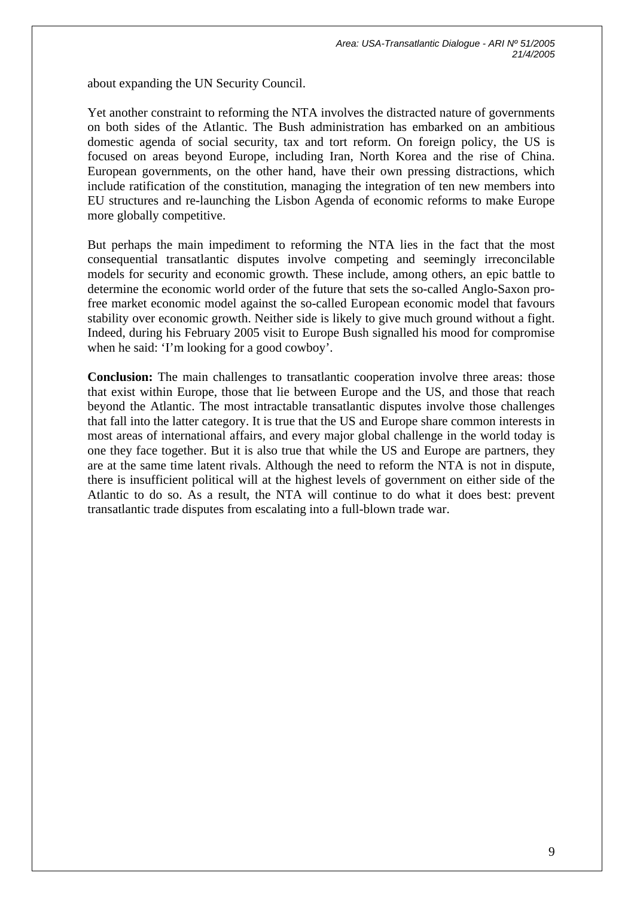about expanding the UN Security Council.

Yet another constraint to reforming the NTA involves the distracted nature of governments on both sides of the Atlantic. The Bush administration has embarked on an ambitious domestic agenda of social security, tax and tort reform. On foreign policy, the US is focused on areas beyond Europe, including Iran, North Korea and the rise of China. European governments, on the other hand, have their own pressing distractions, which include ratification of the constitution, managing the integration of ten new members into EU structures and re-launching the Lisbon Agenda of economic reforms to make Europe more globally competitive.

But perhaps the main impediment to reforming the NTA lies in the fact that the most consequential transatlantic disputes involve competing and seemingly irreconcilable models for security and economic growth. These include, among others, an epic battle to determine the economic world order of the future that sets the so-called Anglo-Saxon pro-free market economic model against the so-called European economic model that favours stability over economic growth. Neither side is likely to give much ground without a fight. Indeed, during his February 2005 visit to Europe Bush signalled his mood for compromise when he said: 'I'm looking for a good cowboy'.

**Conclusion:** The main challenges to transatlantic cooperation involve three areas: those that exist within Europe, those that lie between Europe and the US, and those that reach beyond the Atlantic. The most intractable transatlantic disputes involve those challenges that fall into the latter category. It is true that the US and Europe share common interests in most areas of international affairs, and every major global challenge in the world today is one they face together. But it is also true that while the US and Europe are partners, they are at the same time latent rivals. Although the need to reform the NTA is not in dispute, there is insufficient political will at the highest levels of government on either side of the Atlantic to do so. As a result, the NTA will continue to do what it does best: prevent transatlantic trade disputes from escalating into a full-blown trade war.